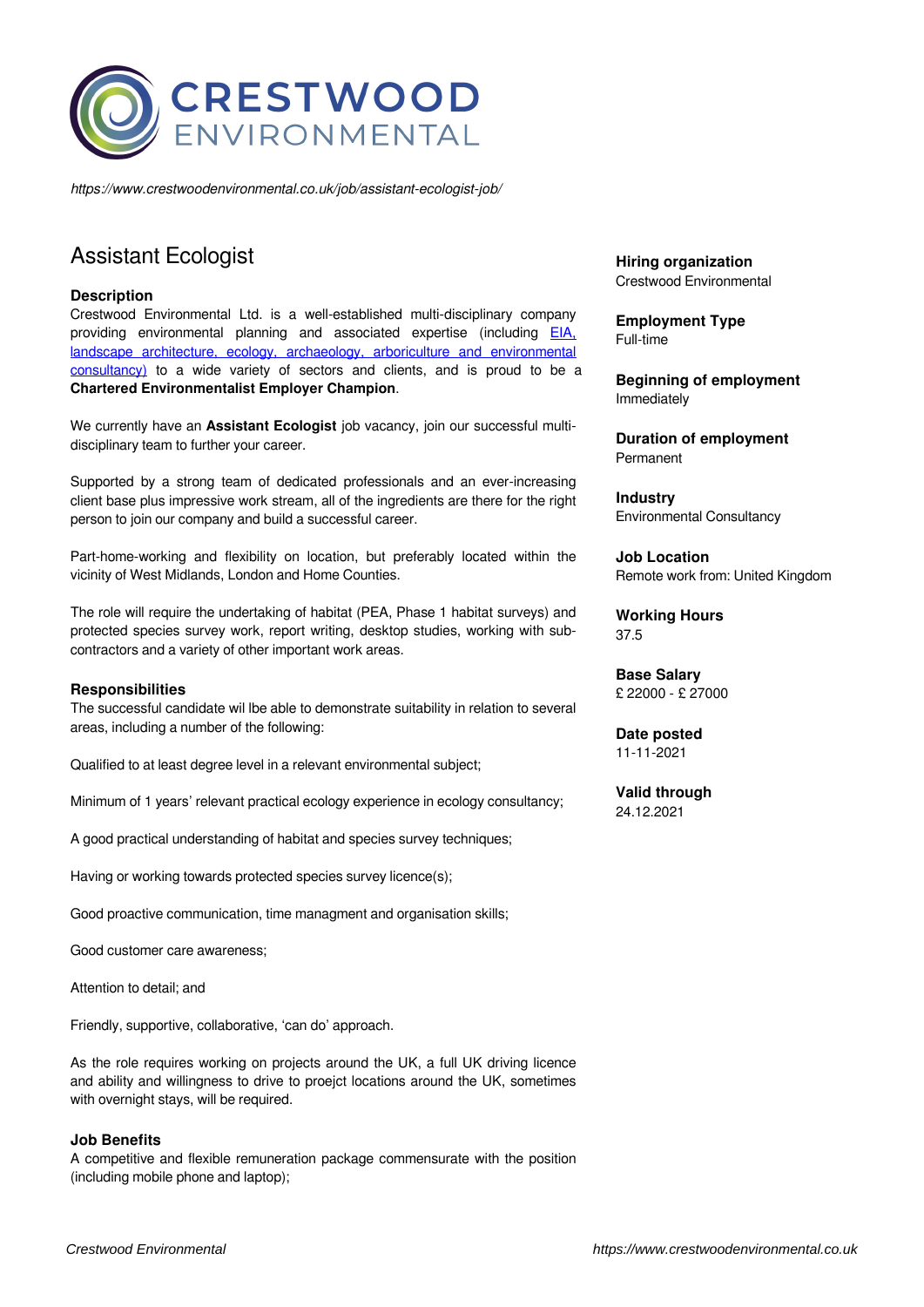# CRESTWOOD ENVIRONMENTAL

*https://www.crestwoodenvironmental.co.uk/job/assistant-ecologist-job/*

## Assistant Ecologist

### Description

Crestwood Environmental Ltd. is a well-established multi-disciplinary company providing environmental planning and associated expertise (including [EIA, landscape architecture, ecology, archaeology, arboriculture and environmental consultancy)]() to a wide variety of sectors and clients, and is proud to be a **Chartered Environmentalist Employer Champion**.

We currently have an **Assistant Ecologist** job vacancy, join our successful multi-disciplinary team to further your career.

Supported by a strong team of dedicated professionals and an ever-increasing client base plus impressive work stream, all of the ingredients are there for the right person to join our company and build a successful career.

Part-home-working and flexibility on location, but preferably located within the vicinity of West Midlands, London and Home Counties.

The role will require the undertaking of habitat (PEA, Phase 1 habitat surveys) and protected species survey work, report writing, desktop studies, working with sub-contractors and a variety of other important work areas.

### Responsibilities

The successful candidate wil lbe able to demonstrate suitability in relation to several areas, including a number of the following:

Qualified to at least degree level in a relevant environmental subject;

Minimum of 1 years' relevant practical ecology experience in ecology consultancy;

A good practical understanding of habitat and species survey techniques;

Having or working towards protected species survey licence(s);

Good proactive communication, time managment and organisation skills;

Good customer care awareness;

Attention to detail; and

Friendly, supportive, collaborative, 'can do' approach.

As the role requires working on projects around the UK, a full UK driving licence and ability and willingness to drive to proejct locations around the UK, sometimes with overnight stays, will be required.

### Job Benefits

A competitive and flexible remuneration package commensurate with the position (including mobile phone and laptop);

**Hiring organization**
Crestwood Environmental

**Employment Type**
Full-time

**Beginning of employment**
Immediately

**Duration of employment**
Permanent

**Industry**
Environmental Consultancy

**Job Location**
Remote work from: United Kingdom

**Working Hours**
37.5

**Base Salary**
£ 22000 - £ 27000

**Date posted**
11-11-2021

**Valid through**
24.12.2021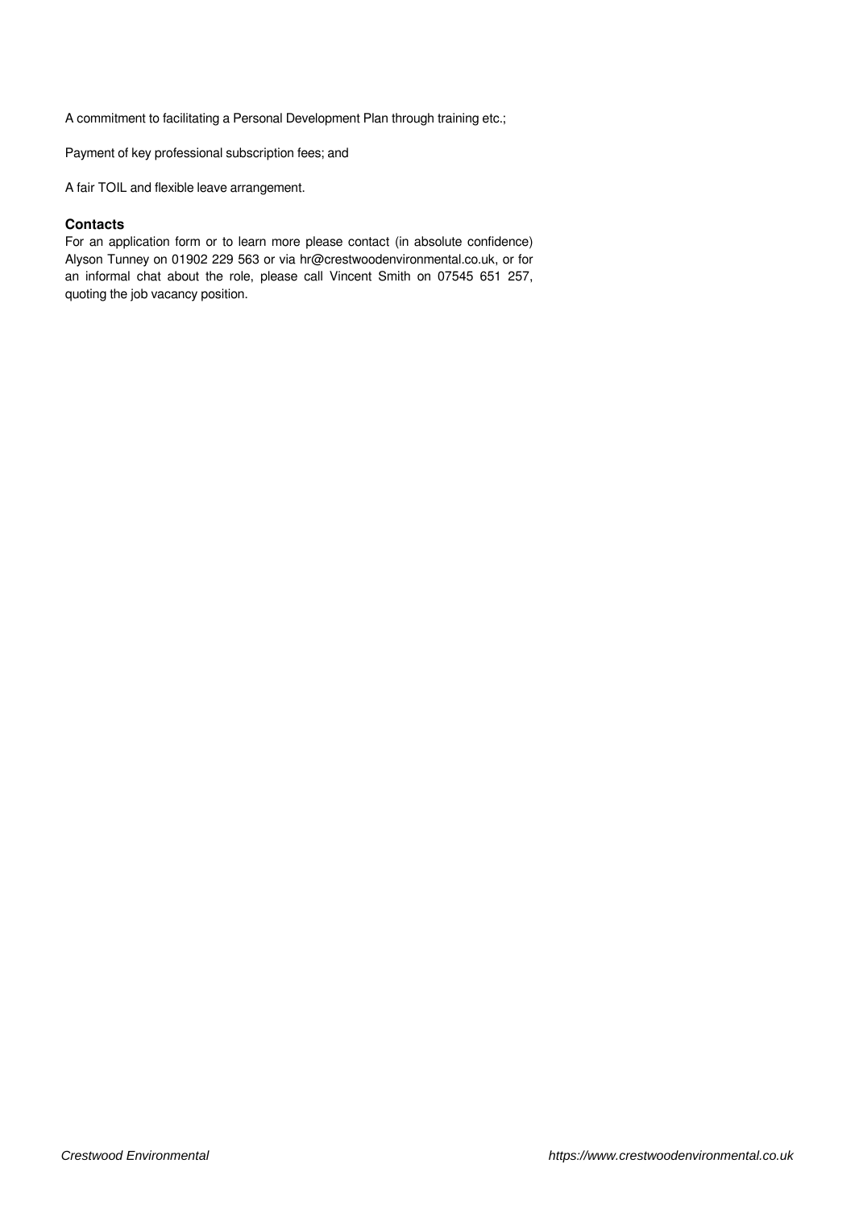A commitment to facilitating a Personal Development Plan through training etc.;

Payment of key professional subscription fees; and

A fair TOIL and flexible leave arrangement.

**Contacts**

For an application form or to learn more please contact (in absolute confidence) Alyson Tunney on 01902 229 563 or via hr@crestwoodenvironmental.co.uk, or for an informal chat about the role, please call Vincent Smith on 07545 651 257, quoting the job vacancy position.